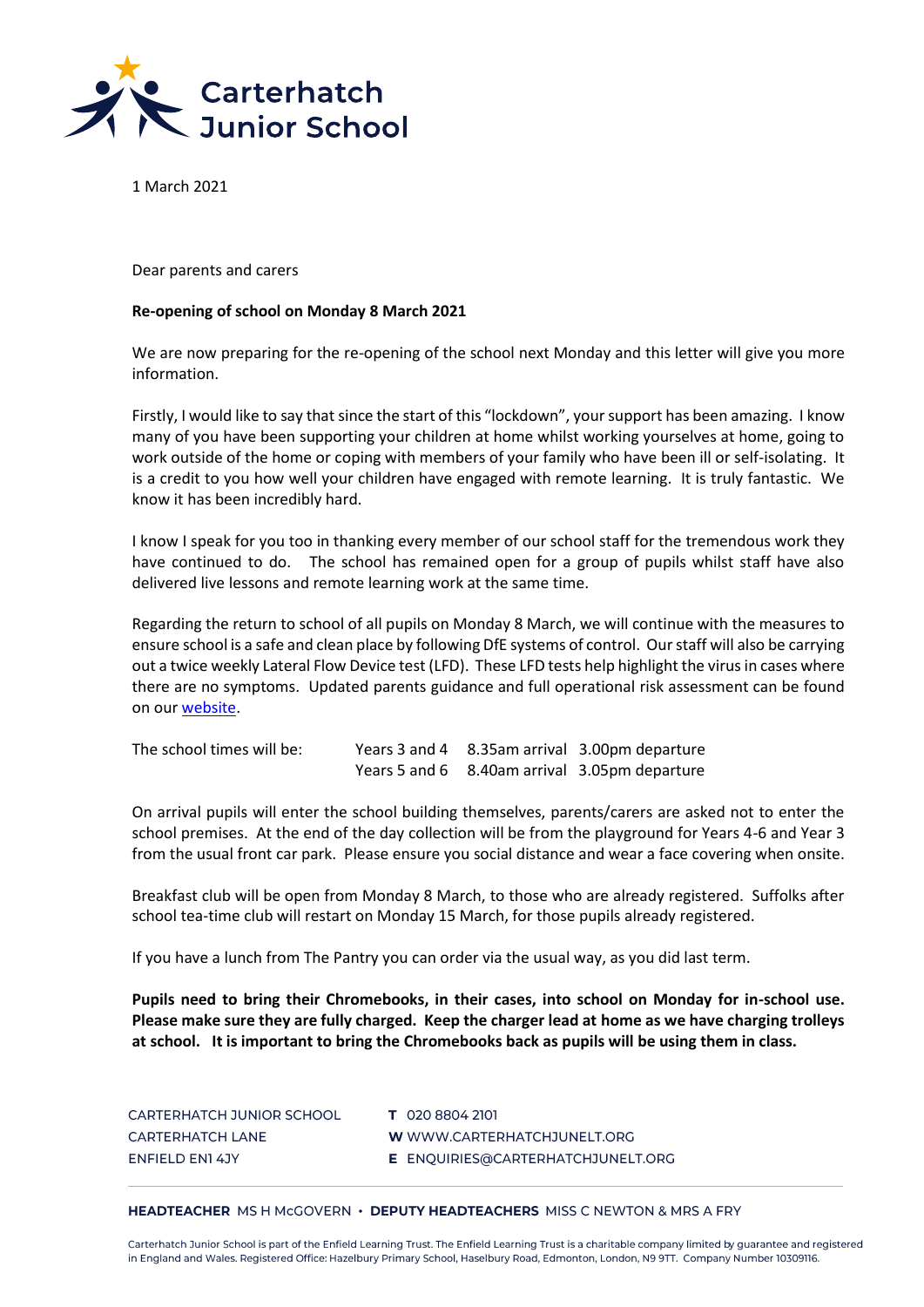# Carterhatch Junior School

1 March 2021

Dear parents and carers

**Re-opening of school on Monday 8 March 2021**

We are now preparing for the re-opening of the school next Monday and this letter will give you more information.

Firstly, I would like to say that since the start of this "lockdown", your support has been amazing. I know many of you have been supporting your children at home whilst working yourselves at home, going to work outside of the home or coping with members of your family who have been ill or self-isolating. It is a credit to you how well your children have engaged with remote learning. It is truly fantastic. We know it has been incredibly hard.

I know I speak for you too in thanking every member of our school staff for the tremendous work they have continued to do. The school has remained open for a group of pupils whilst staff have also delivered live lessons and remote learning work at the same time.

Regarding the return to school of all pupils on Monday 8 March, we will continue with the measures to ensure school is a safe and clean place by following DfE systems of control. Our staff will also be carrying out a twice weekly Lateral Flow Device test (LFD). These LFD tests help highlight the virus in cases where there are no symptoms. Updated parents guidance and full operational risk assessment can be found on our website.

| The school times will be: | | | |
|---|---|---|---|
| | Years 3 and 4 | 8.35am arrival | 3.00pm departure |
| | Years 5 and 6 | 8.40am arrival | 3.05pm departure |

On arrival pupils will enter the school building themselves, parents/carers are asked not to enter the school premises. At the end of the day collection will be from the playground for Years 4-6 and Year 3 from the usual front car park. Please ensure you social distance and wear a face covering when onsite.

Breakfast club will be open from Monday 8 March, to those who are already registered. Suffolks after school tea-time club will restart on Monday 15 March, for those pupils already registered.

If you have a lunch from The Pantry you can order via the usual way, as you did last term.

**Pupils need to bring their Chromebooks, in their cases, into school on Monday for in-school use. Please make sure they are fully charged. Keep the charger lead at home as we have charging trolleys at school. It is important to bring the Chromebooks back as pupils will be using them in class.**

CARTERHATCH JUNIOR SCHOOL
CARTERHATCH LANE
ENFIELD EN1 4JY

**T** 020 8804 2101
**W** WWW.CARTERHATCHJUNELT.ORG
**E** ENQUIRIES@CARTERHATCHJUNELT.ORG

**HEADTEACHER** MS H McGOVERN • **DEPUTY HEADTEACHERS** MISS C NEWTON & MRS A FRY

Carterhatch Junior School is part of the Enfield Learning Trust. The Enfield Learning Trust is a charitable company limited by guarantee and registered in England and Wales. Registered Office: Hazelbury Primary School, Haselbury Road, Edmonton, London, N9 9TT. Company Number 10309116.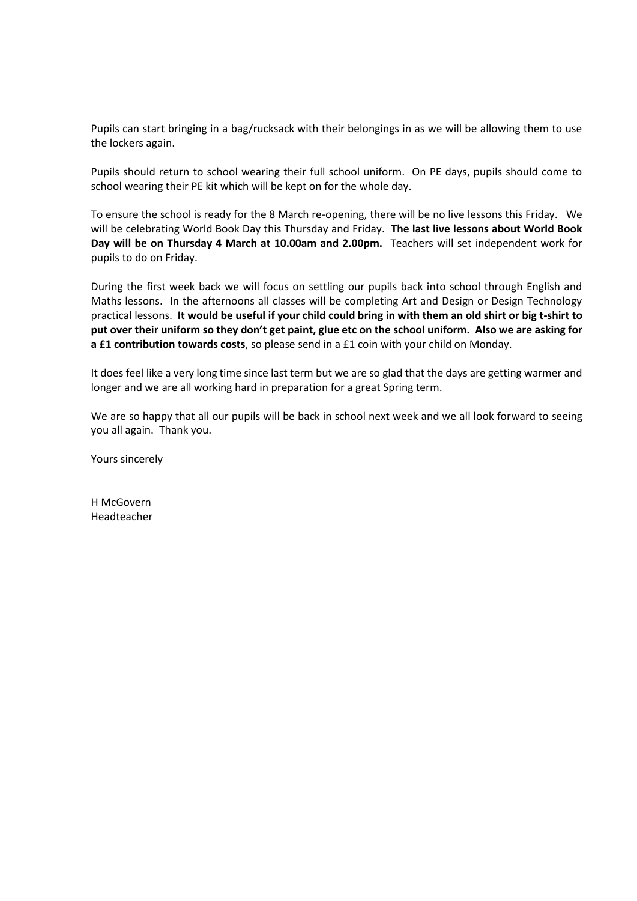Pupils can start bringing in a bag/rucksack with their belongings in as we will be allowing them to use the lockers again.

Pupils should return to school wearing their full school uniform. On PE days, pupils should come to school wearing their PE kit which will be kept on for the whole day.

To ensure the school is ready for the 8 March re-opening, there will be no live lessons this Friday. We will be celebrating World Book Day this Thursday and Friday. **The last live lessons about World Book Day will be on Thursday 4 March at 10.00am and 2.00pm.** Teachers will set independent work for pupils to do on Friday.

During the first week back we will focus on settling our pupils back into school through English and Maths lessons. In the afternoons all classes will be completing Art and Design or Design Technology practical lessons. **It would be useful if your child could bring in with them an old shirt or big t-shirt to put over their uniform so they don't get paint, glue etc on the school uniform. Also we are asking for a £1 contribution towards costs**, so please send in a £1 coin with your child on Monday.

It does feel like a very long time since last term but we are so glad that the days are getting warmer and longer and we are all working hard in preparation for a great Spring term.

We are so happy that all our pupils will be back in school next week and we all look forward to seeing you all again. Thank you.

Yours sincerely

H McGovern
Headteacher